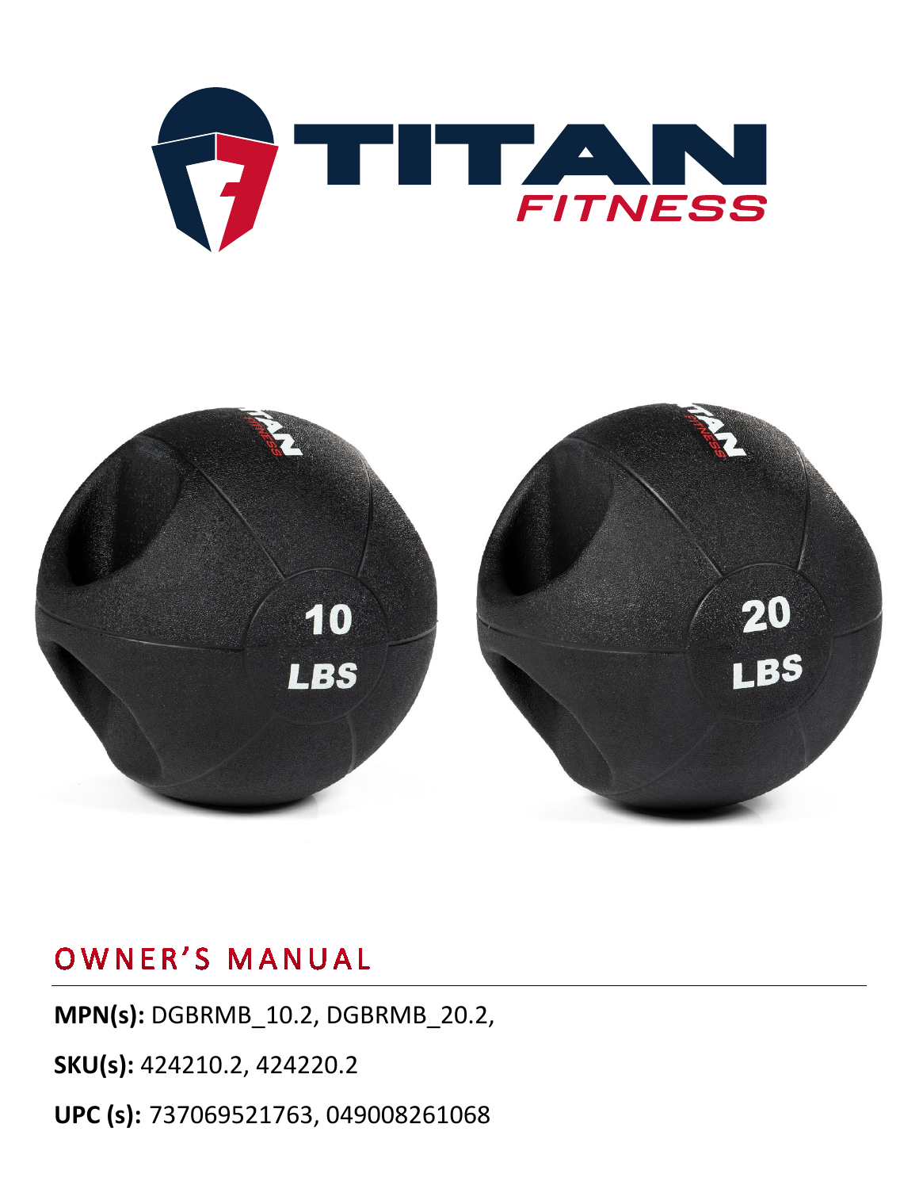# OWNER'S MANUAL

**MPN(s):** DGBRMB_10.2, DGBRMB_20.2,

**SKU(s):** 424210.2, 424220.2

**UPC (s):** 737069521763, 049008261068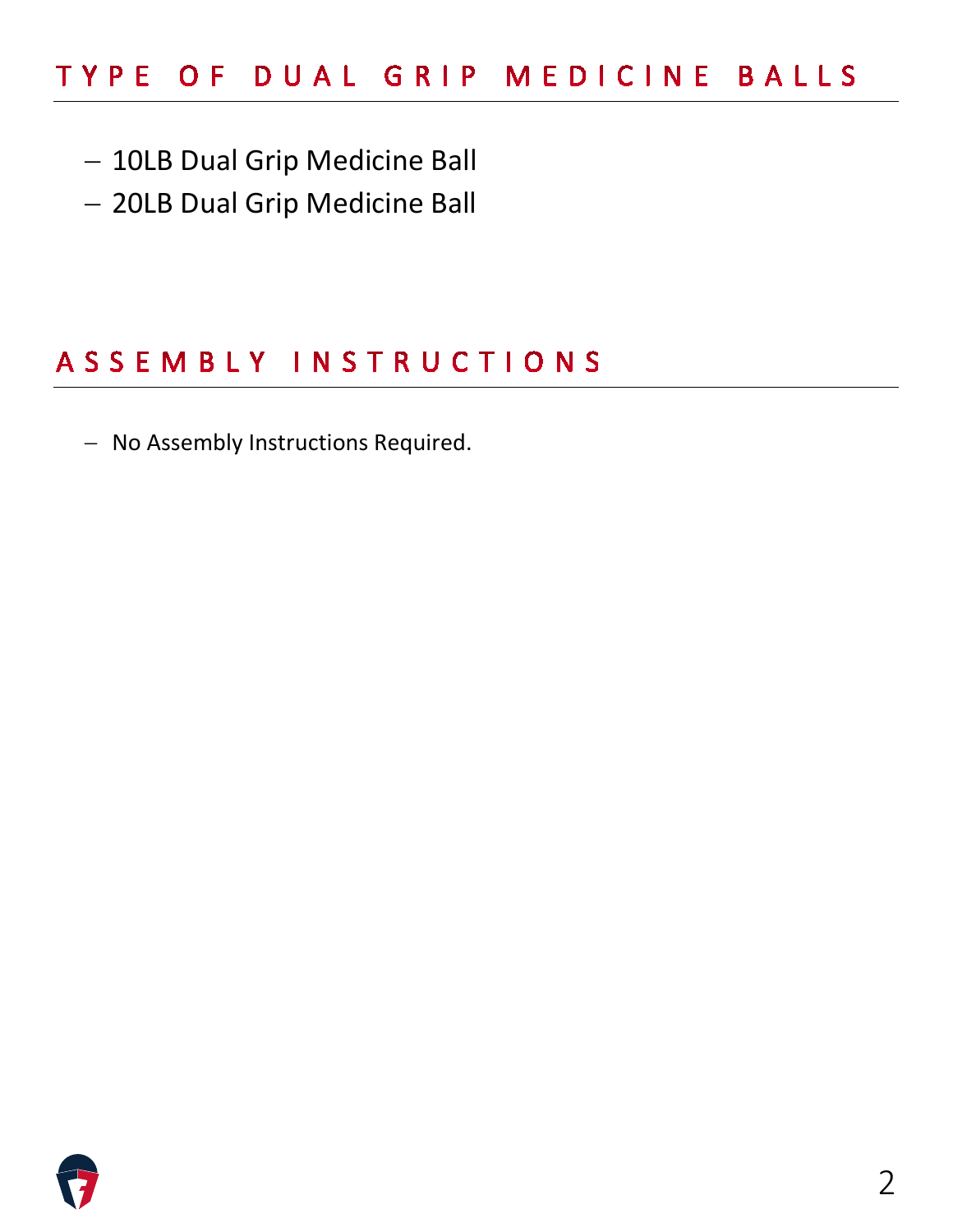## TYPE OF DUAL GRIP MEDICINE BALLS

- 10LB Dual Grip Medicine Ball
- 20LB Dual Grip Medicine Ball

## ASSEMBLY INSTRUCTIONS

- No Assembly Instructions Required.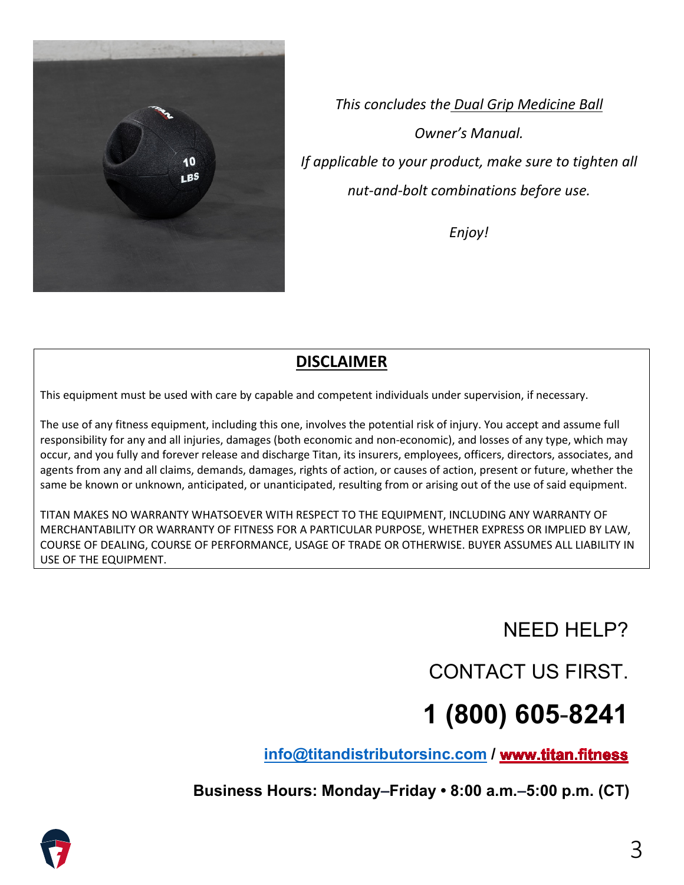*This concludes the Dual Grip Medicine Ball Owner's Manual.*

*If applicable to your product, make sure to tighten all nut-and-bolt combinations before use.*

*Enjoy!*

## DISCLAIMER

This equipment must be used with care by capable and competent individuals under supervision, if necessary.

The use of any fitness equipment, including this one, involves the potential risk of injury. You accept and assume full responsibility for any and all injuries, damages (both economic and non-economic), and losses of any type, which may occur, and you fully and forever release and discharge Titan, its insurers, employees, officers, directors, associates, and agents from any and all claims, demands, damages, rights of action, or causes of action, present or future, whether the same be known or unknown, anticipated, or unanticipated, resulting from or arising out of the use of said equipment.

TITAN MAKES NO WARRANTY WHATSOEVER WITH RESPECT TO THE EQUIPMENT, INCLUDING ANY WARRANTY OF MERCHANTABILITY OR WARRANTY OF FITNESS FOR A PARTICULAR PURPOSE, WHETHER EXPRESS OR IMPLIED BY LAW, COURSE OF DEALING, COURSE OF PERFORMANCE, USAGE OF TRADE OR OTHERWISE. BUYER ASSUMES ALL LIABILITY IN USE OF THE EQUIPMENT.

NEED HELP?

CONTACT US FIRST.

**1 (800) 605-8241**

**info@titandistributorsinc.com / www.titan.fitness**

**Business Hours: Monday–Friday • 8:00 a.m.–5:00 p.m. (CT)**